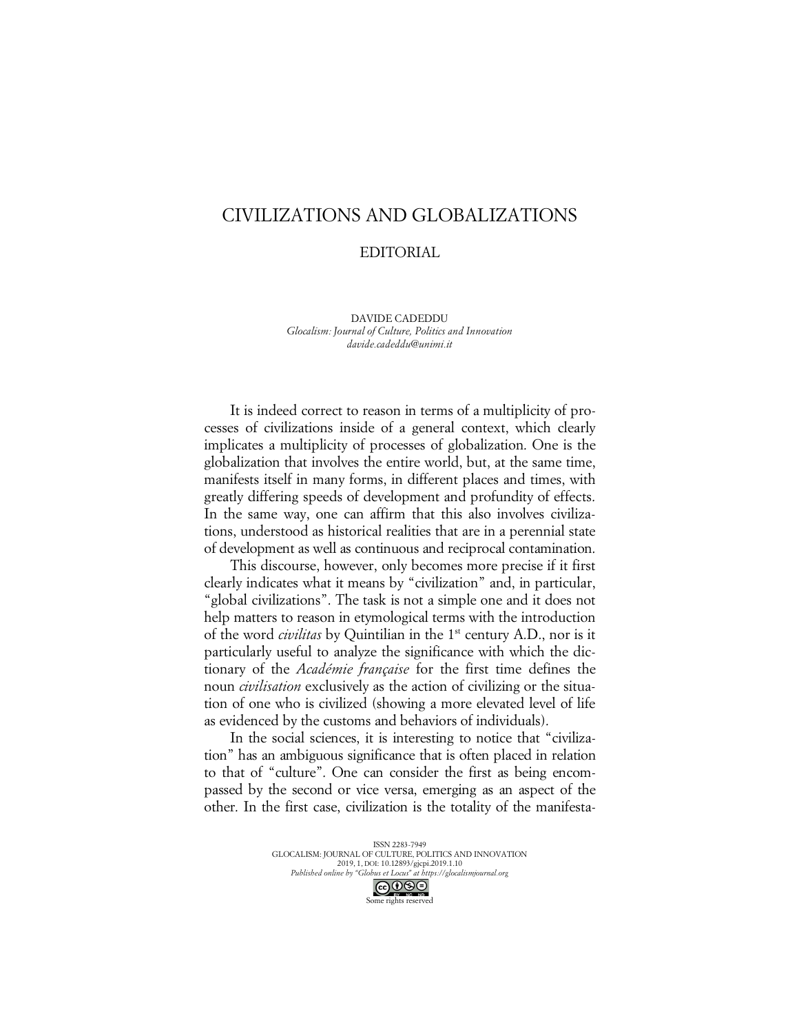# CIVILIZATIONS AND GLOBALIZATIONS

## EDITORIAL

DAVIDE CADEDDU
*Glocalism: Journal of Culture, Politics and Innovation*
*davide.cadeddu@unimi.it*

It is indeed correct to reason in terms of a multiplicity of processes of civilizations inside of a general context, which clearly implicates a multiplicity of processes of globalization. One is the globalization that involves the entire world, but, at the same time, manifests itself in many forms, in different places and times, with greatly differing speeds of development and profundity of effects. In the same way, one can affirm that this also involves civilizations, understood as historical realities that are in a perennial state of development as well as continuous and reciprocal contamination.

This discourse, however, only becomes more precise if it first clearly indicates what it means by "civilization" and, in particular, "global civilizations". The task is not a simple one and it does not help matters to reason in etymological terms with the introduction of the word *civilitas* by Quintilian in the 1st century A.D., nor is it particularly useful to analyze the significance with which the dictionary of the *Académie française* for the first time defines the noun *civilisation* exclusively as the action of civilizing or the situation of one who is civilized (showing a more elevated level of life as evidenced by the customs and behaviors of individuals).

In the social sciences, it is interesting to notice that "civilization" has an ambiguous significance that is often placed in relation to that of "culture". One can consider the first as being encompassed by the second or vice versa, emerging as an aspect of the other. In the first case, civilization is the totality of the manifesta-

ISSN 2283-7949
GLOCALISM: JOURNAL OF CULTURE, POLITICS AND INNOVATION
2019, 1, DOI: 10.12893/gjcpi.2019.1.10
*Published online by "Globus et Locus" at https://glocalismjournal.org*
Some rights reserved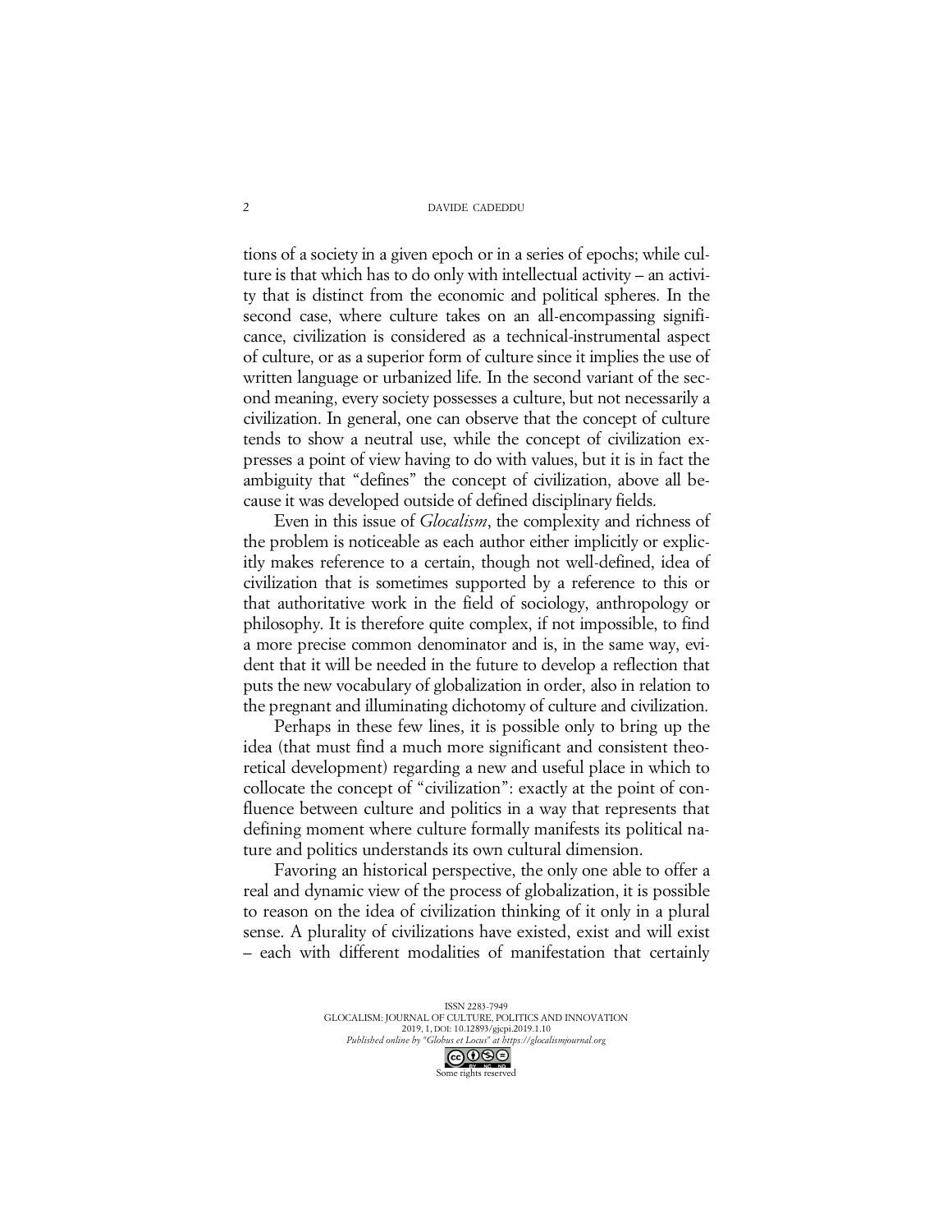tions of a society in a given epoch or in a series of epochs; while culture is that which has to do only with intellectual activity – an activity that is distinct from the economic and political spheres. In the second case, where culture takes on an all-encompassing significance, civilization is considered as a technical-instrumental aspect of culture, or as a superior form of culture since it implies the use of written language or urbanized life. In the second variant of the second meaning, every society possesses a culture, but not necessarily a civilization. In general, one can observe that the concept of culture tends to show a neutral use, while the concept of civilization expresses a point of view having to do with values, but it is in fact the ambiguity that "defines" the concept of civilization, above all because it was developed outside of defined disciplinary fields.

Even in this issue of *Glocalism*, the complexity and richness of the problem is noticeable as each author either implicitly or explicitly makes reference to a certain, though not well-defined, idea of civilization that is sometimes supported by a reference to this or that authoritative work in the field of sociology, anthropology or philosophy. It is therefore quite complex, if not impossible, to find a more precise common denominator and is, in the same way, evident that it will be needed in the future to develop a reflection that puts the new vocabulary of globalization in order, also in relation to the pregnant and illuminating dichotomy of culture and civilization.

Perhaps in these few lines, it is possible only to bring up the idea (that must find a much more significant and consistent theoretical development) regarding a new and useful place in which to collocate the concept of "civilization": exactly at the point of confluence between culture and politics in a way that represents that defining moment where culture formally manifests its political nature and politics understands its own cultural dimension.

Favoring an historical perspective, the only one able to offer a real and dynamic view of the process of globalization, it is possible to reason on the idea of civilization thinking of it only in a plural sense. A plurality of civilizations have existed, exist and will exist – each with different modalities of manifestation that certainly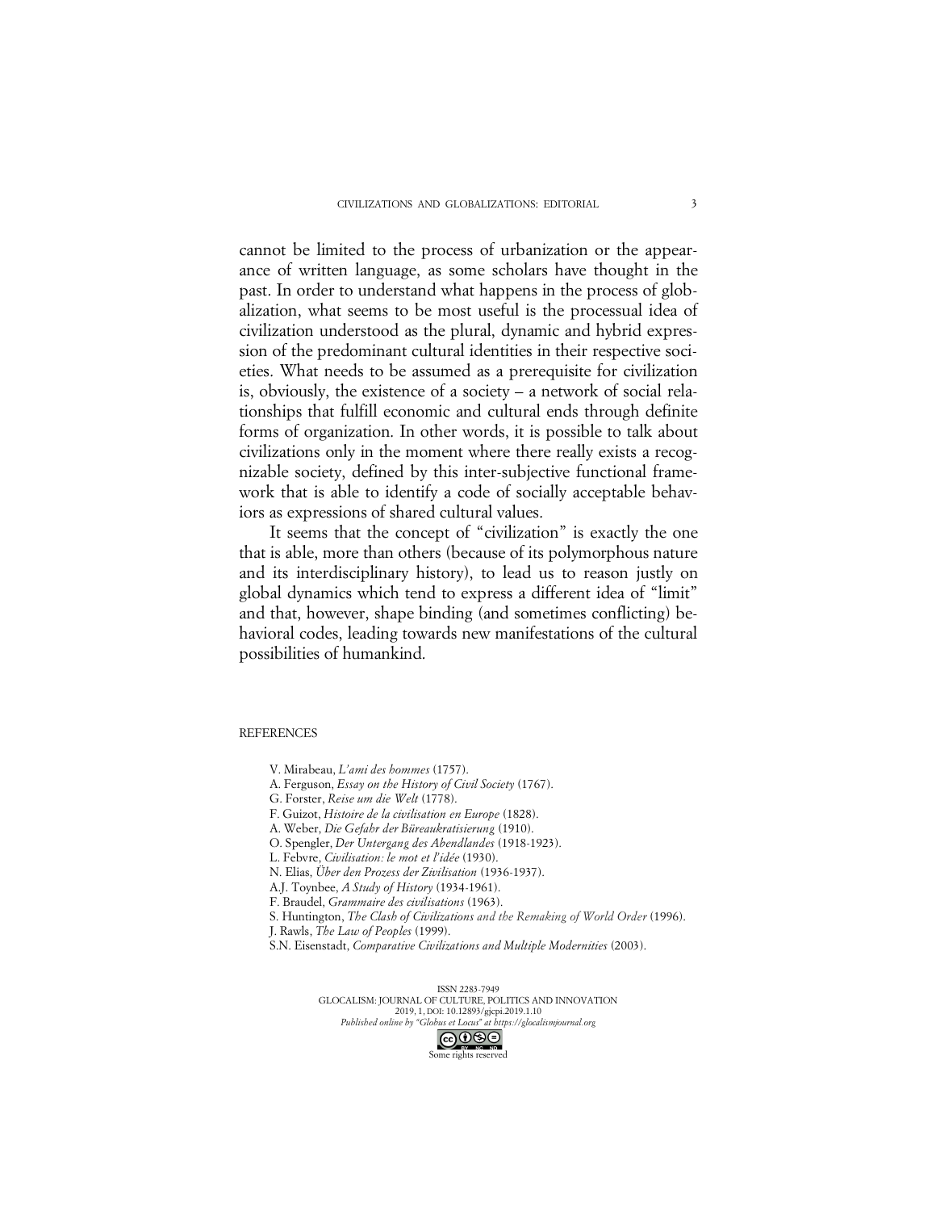cannot be limited to the process of urbanization or the appearance of written language, as some scholars have thought in the past. In order to understand what happens in the process of globalization, what seems to be most useful is the processual idea of civilization understood as the plural, dynamic and hybrid expression of the predominant cultural identities in their respective societies. What needs to be assumed as a prerequisite for civilization is, obviously, the existence of a society – a network of social relationships that fulfill economic and cultural ends through definite forms of organization. In other words, it is possible to talk about civilizations only in the moment where there really exists a recognizable society, defined by this inter-subjective functional framework that is able to identify a code of socially acceptable behaviors as expressions of shared cultural values.

It seems that the concept of "civilization" is exactly the one that is able, more than others (because of its polymorphous nature and its interdisciplinary history), to lead us to reason justly on global dynamics which tend to express a different idea of "limit" and that, however, shape binding (and sometimes conflicting) behavioral codes, leading towards new manifestations of the cultural possibilities of humankind.

REFERENCES

V. Mirabeau, *L'ami des hommes* (1757).
A. Ferguson, *Essay on the History of Civil Society* (1767).
G. Forster, *Reise um die Welt* (1778).
F. Guizot, *Histoire de la civilisation en Europe* (1828).
A. Weber, *Die Gefahr der Büreaukratisierung* (1910).
O. Spengler, *Der Untergang des Abendlandes* (1918-1923).
L. Febvre, *Civilisation: le mot et l'idée* (1930).
N. Elias, *Über den Prozess der Zivilisation* (1936-1937).
A.J. Toynbee, *A Study of History* (1934-1961).
F. Braudel, *Grammaire des civilisations* (1963).
S. Huntington, *The Clash of Civilizations and the Remaking of World Order* (1996).
J. Rawls, *The Law of Peoples* (1999).
S.N. Eisenstadt, *Comparative Civilizations and Multiple Modernities* (2003).

ISSN 2283-7949
GLOCALISM: JOURNAL OF CULTURE, POLITICS AND INNOVATION
2019, 1, DOI: 10.12893/gjcpi.2019.1.10
*Published online by "Globus et Locus" at https://glocalismjournal.org*
Some rights reserved